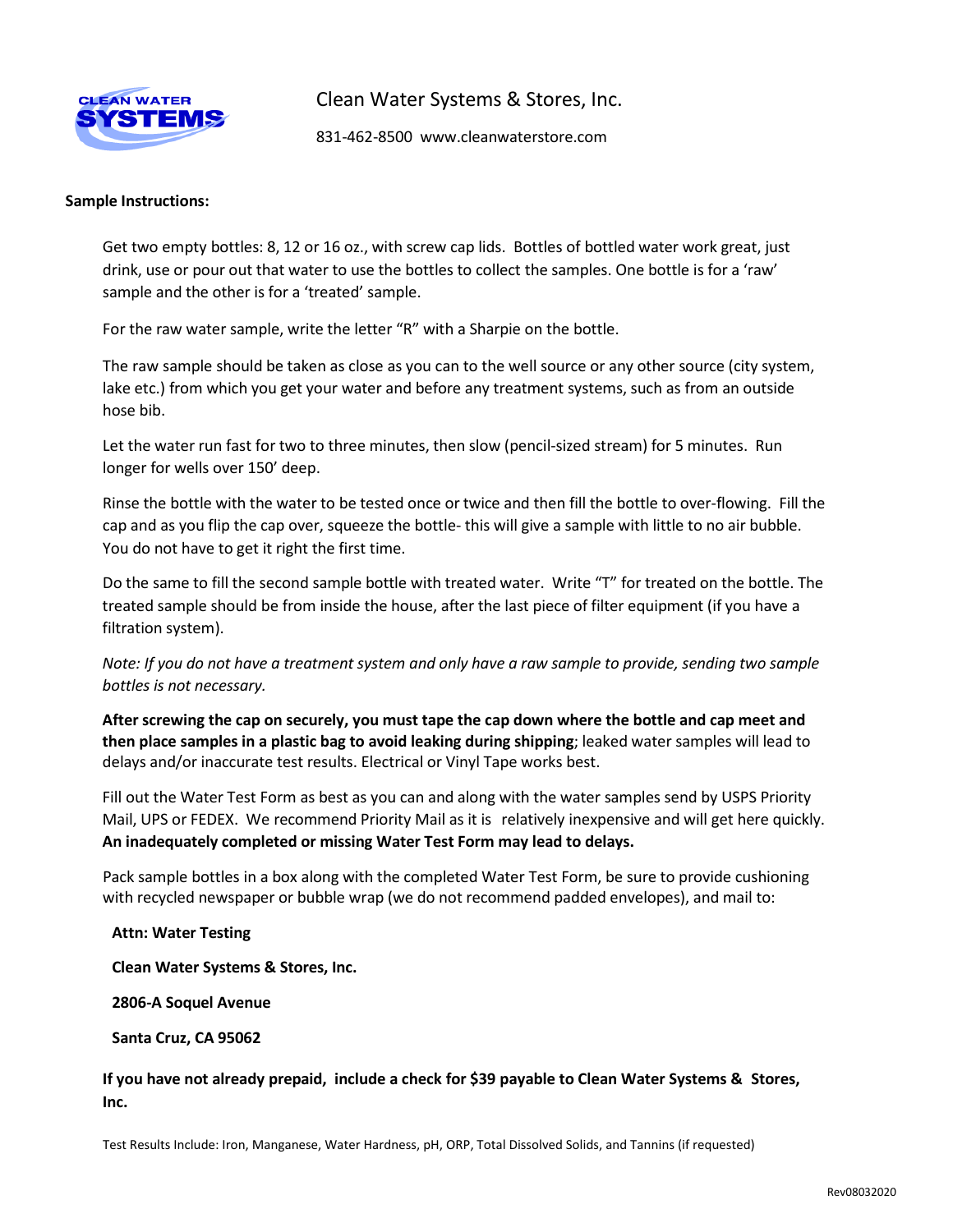# Clean Water Systems & Stores, Inc.

831-462-8500 www.cleanwaterstore.com

**Sample Instructions:**

Get two empty bottles: 8, 12 or 16 oz., with screw cap lids. Bottles of bottled water work great, just drink, use or pour out that water to use the bottles to collect the samples. One bottle is for a 'raw' sample and the other is for a 'treated' sample.

For the raw water sample, write the letter "R" with a Sharpie on the bottle.

The raw sample should be taken as close as you can to the well source or any other source (city system, lake etc.) from which you get your water and before any treatment systems, such as from an outside hose bib.

Let the water run fast for two to three minutes, then slow (pencil-sized stream) for 5 minutes. Run longer for wells over 150' deep.

Rinse the bottle with the water to be tested once or twice and then fill the bottle to over-flowing. Fill the cap and as you flip the cap over, squeeze the bottle- this will give a sample with little to no air bubble. You do not have to get it right the first time.

Do the same to fill the second sample bottle with treated water. Write "T" for treated on the bottle. The treated sample should be from inside the house, after the last piece of filter equipment (if you have a filtration system).

*Note: If you do not have a treatment system and only have a raw sample to provide, sending two sample bottles is not necessary.*

**After screwing the cap on securely, you must tape the cap down where the bottle and cap meet and then place samples in a plastic bag to avoid leaking during shipping**; leaked water samples will lead to delays and/or inaccurate test results. Electrical or Vinyl Tape works best.

Fill out the Water Test Form as best as you can and along with the water samples send by USPS Priority Mail, UPS or FEDEX. We recommend Priority Mail as it is relatively inexpensive and will get here quickly. **An inadequately completed or missing Water Test Form may lead to delays.**

Pack sample bottles in a box along with the completed Water Test Form, be sure to provide cushioning with recycled newspaper or bubble wrap (we do not recommend padded envelopes), and mail to:

**Attn: Water Testing**

**Clean Water Systems & Stores, Inc.**

**2806-A Soquel Avenue**

**Santa Cruz, CA 95062**

**If you have not already prepaid, include a check for $39 payable to Clean Water Systems & Stores, Inc.**

Test Results Include: Iron, Manganese, Water Hardness, pH, ORP, Total Dissolved Solids, and Tannins (if requested)

Rev08032020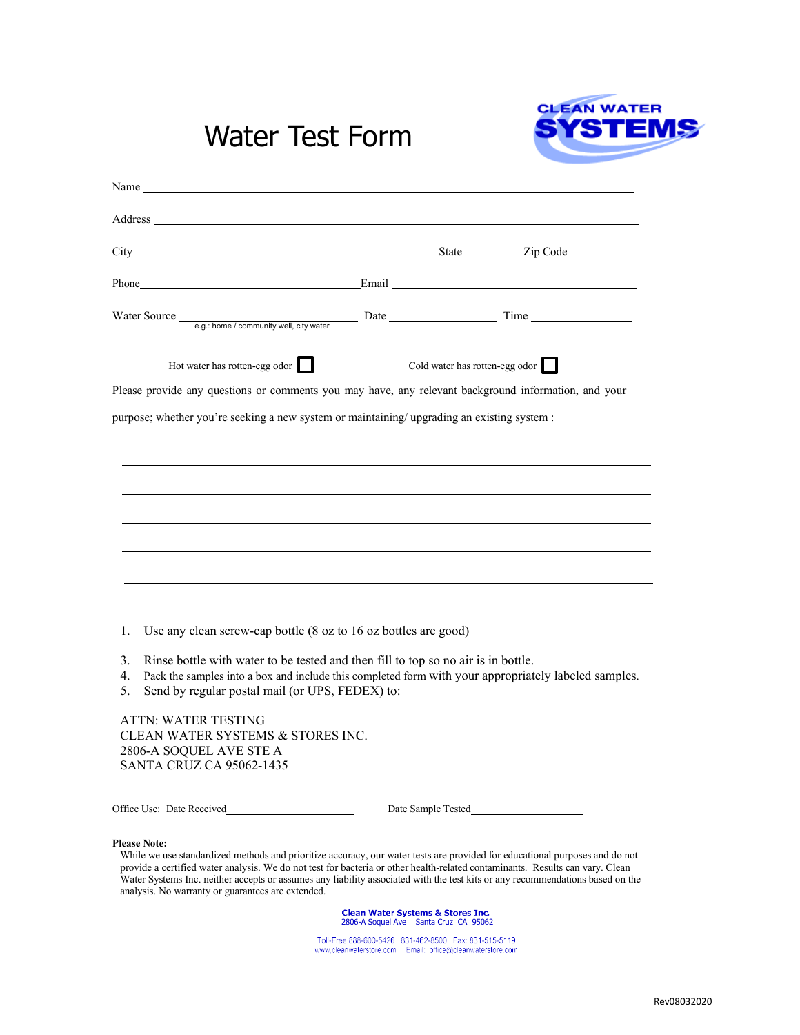# Water Test Form

CLEAN WATER SYSTEMS

Name ______________________________________________________________

Address ____________________________________________________________

City ______________________________ State ________ Zip Code __________

Phone ______________________________ Email ______________________________

Water Source ______________________ Date ______________ Time ______________
e.g.: home / community well, city water

Hot water has rotten-egg odor ☐ Cold water has rotten-egg odor ☐

Please provide any questions or comments you may have, any relevant background information, and your purpose; whether you're seeking a new system or maintaining/ upgrading an existing system :

______________________________________________________________

______________________________________________________________

______________________________________________________________

______________________________________________________________

______________________________________________________________

1. Use any clean screw-cap bottle (8 oz to 16 oz bottles are good)

3. Rinse bottle with water to be tested and then fill to top so no air is in bottle.
4. Pack the samples into a box and include this completed form with your appropriately labeled samples.
5. Send by regular postal mail (or UPS, FEDEX) to:

ATTN: WATER TESTING
CLEAN WATER SYSTEMS & STORES INC.
2806-A SOQUEL AVE STE A
SANTA CRUZ CA 95062-1435

Office Use: Date Received ______________ Date Sample Tested ______________

**Please Note:**
While we use standardized methods and prioritize accuracy, our water tests are provided for educational purposes and do not provide a certified water analysis. We do not test for bacteria or other health-related contaminants. Results can vary. Clean Water Systems Inc. neither accepts or assumes any liability associated with the test kits or any recommendations based on the analysis. No warranty or guarantees are extended.

**Clean Water Systems & Stores Inc.**
2806-A Soquel Ave Santa Cruz CA 95062

Toll-Free 888-600-5426 831-462-8500 Fax: 831-515-5119
www.cleanwaterstore.com Email: office@cleanwaterstore.com

Rev08032020